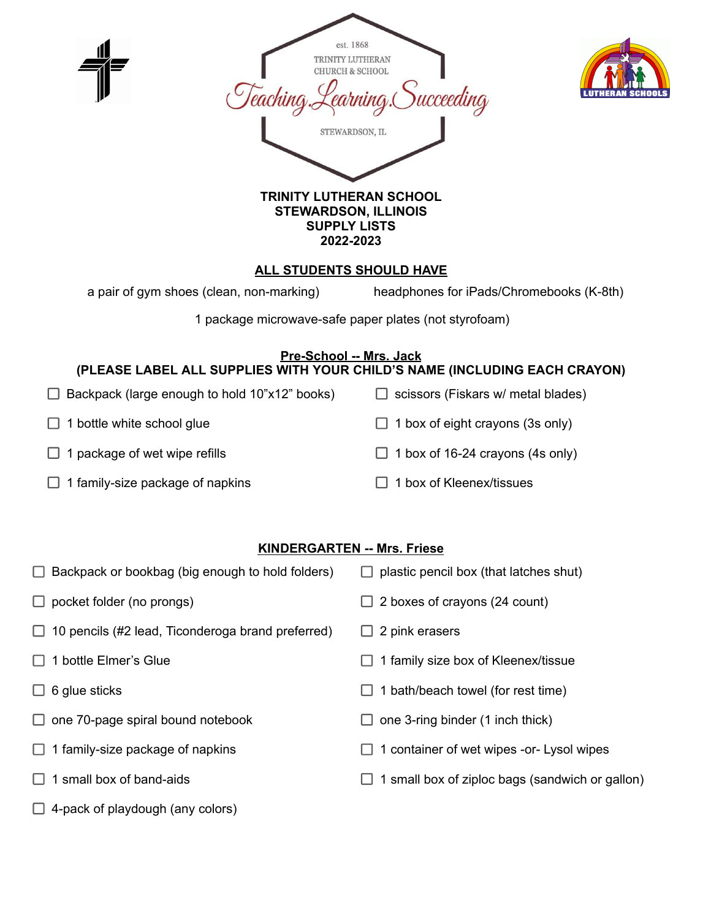est. 1868

TRINITY LUTHERAN CHURCH & SCHOOL

Teaching. Learning. Succeeding

STEWARDSON, IL

LUTHERAN SCHOOLS

**TRINITY LUTHERAN SCHOOL**
**STEWARDSON, ILLINOIS**
**SUPPLY LISTS**
**2022-2023**

## ALL STUDENTS SHOULD HAVE

a pair of gym shoes (clean, non-marking)

headphones for iPads/Chromebooks (K-8th)

1 package microwave-safe paper plates (not styrofoam)

## Pre-School -- Mrs. Jack

**(PLEASE LABEL ALL SUPPLIES WITH YOUR CHILD'S NAME (INCLUDING EACH CRAYON)**

- ☐ Backpack (large enough to hold 10"x12" books)
- ☐ 1 bottle white school glue
- ☐ 1 package of wet wipe refills
- ☐ 1 family-size package of napkins
- ☐ scissors (Fiskars w/ metal blades)
- ☐ 1 box of eight crayons (3s only)
- ☐ 1 box of 16-24 crayons (4s only)
- ☐ 1 box of Kleenex/tissues

## KINDERGARTEN -- Mrs. Friese

- ☐ Backpack or bookbag (big enough to hold folders)
- ☐ pocket folder (no prongs)
- ☐ 10 pencils (#2 lead, Ticonderoga brand preferred)
- ☐ 1 bottle Elmer's Glue
- ☐ 6 glue sticks
- ☐ one 70-page spiral bound notebook
- ☐ 1 family-size package of napkins
- ☐ 1 small box of band-aids
- ☐ 4-pack of playdough (any colors)
- ☐ plastic pencil box (that latches shut)
- ☐ 2 boxes of crayons (24 count)
- ☐ 2 pink erasers
- ☐ 1 family size box of Kleenex/tissue
- ☐ 1 bath/beach towel (for rest time)
- ☐ one 3-ring binder (1 inch thick)
- ☐ 1 container of wet wipes -or- Lysol wipes
- ☐ 1 small box of ziploc bags (sandwich or gallon)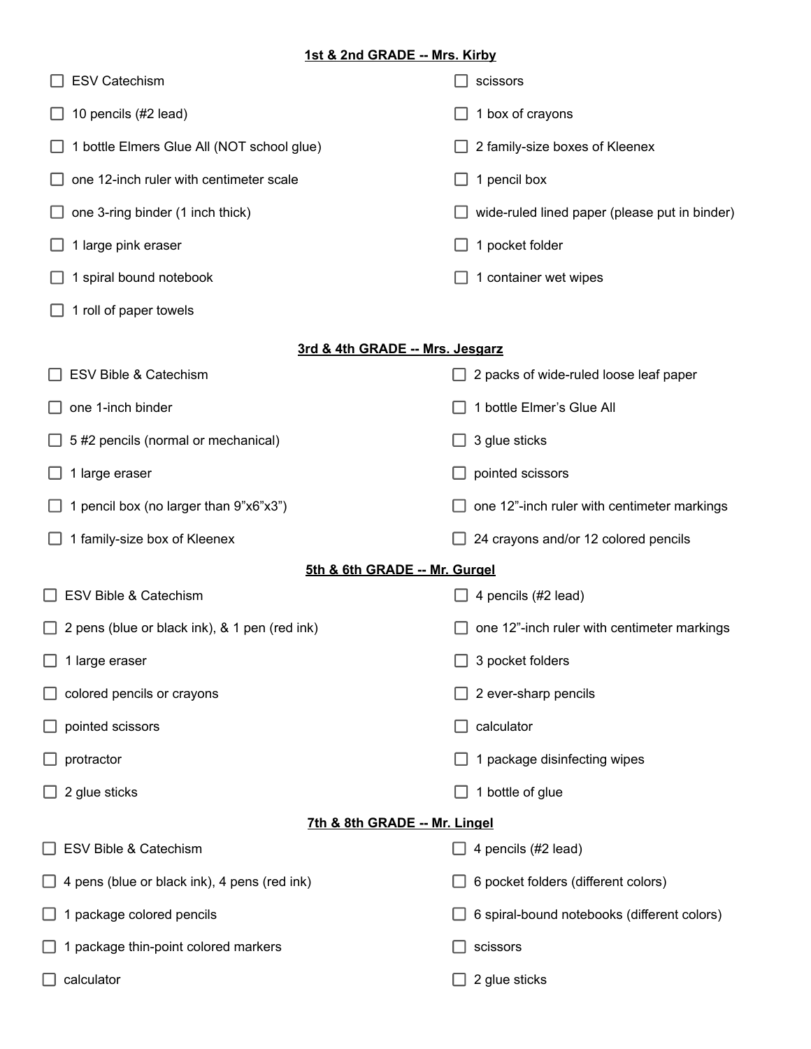## 1st & 2nd GRADE -- Mrs. Kirby

- [ ] ESV Catechism
- [ ] 10 pencils (#2 lead)
- [ ] 1 bottle Elmers Glue All (NOT school glue)
- [ ] one 12-inch ruler with centimeter scale
- [ ] one 3-ring binder (1 inch thick)
- [ ] 1 large pink eraser
- [ ] 1 spiral bound notebook
- [ ] 1 roll of paper towels
- [ ] scissors
- [ ] 1 box of crayons
- [ ] 2 family-size boxes of Kleenex
- [ ] 1 pencil box
- [ ] wide-ruled lined paper (please put in binder)
- [ ] 1 pocket folder
- [ ] 1 container wet wipes

## 3rd & 4th GRADE -- Mrs. Jesgarz

- [ ] ESV Bible & Catechism
- [ ] one 1-inch binder
- [ ] 5 #2 pencils (normal or mechanical)
- [ ] 1 large eraser
- [ ] 1 pencil box (no larger than 9”x6”x3”)
- [ ] 1 family-size box of Kleenex
- [ ] 2 packs of wide-ruled loose leaf paper
- [ ] 1 bottle Elmer’s Glue All
- [ ] 3 glue sticks
- [ ] pointed scissors
- [ ] one 12”-inch ruler with centimeter markings
- [ ] 24 crayons and/or 12 colored pencils

## 5th & 6th GRADE -- Mr. Gurgel

- [ ] ESV Bible & Catechism
- [ ] 2 pens (blue or black ink), & 1 pen (red ink)
- [ ] 1 large eraser
- [ ] colored pencils or crayons
- [ ] pointed scissors
- [ ] protractor
- [ ] 2 glue sticks
- [ ] 4 pencils (#2 lead)
- [ ] one 12”-inch ruler with centimeter markings
- [ ] 3 pocket folders
- [ ] 2 ever-sharp pencils
- [ ] calculator
- [ ] 1 package disinfecting wipes
- [ ] 1 bottle of glue

## 7th & 8th GRADE -- Mr. Lingel

- [ ] ESV Bible & Catechism
- [ ] 4 pens (blue or black ink), 4 pens (red ink)
- [ ] 1 package colored pencils
- [ ] 1 package thin-point colored markers
- [ ] calculator
- [ ] 4 pencils (#2 lead)
- [ ] 6 pocket folders (different colors)
- [ ] 6 spiral-bound notebooks (different colors)
- [ ] scissors
- [ ] 2 glue sticks